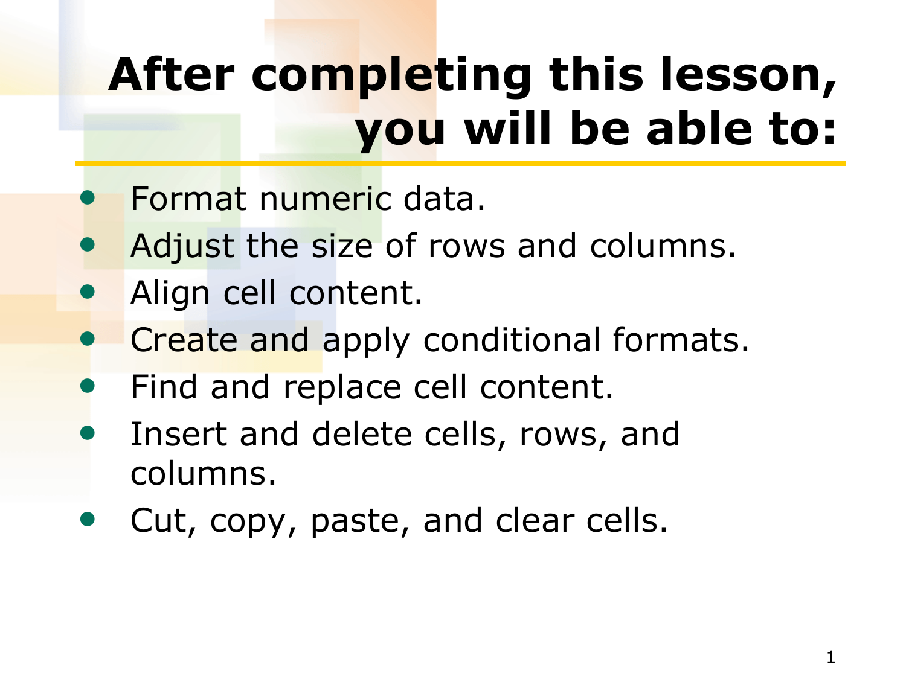# After completing this lesson, you will be able to:

- Format numeric data.
- Adjust the size of rows and columns.
- Align cell content.
- Create and apply conditional formats.
- Find and replace cell content.
- Insert and delete cells, rows, and columns.
- Cut, copy, paste, and clear cells.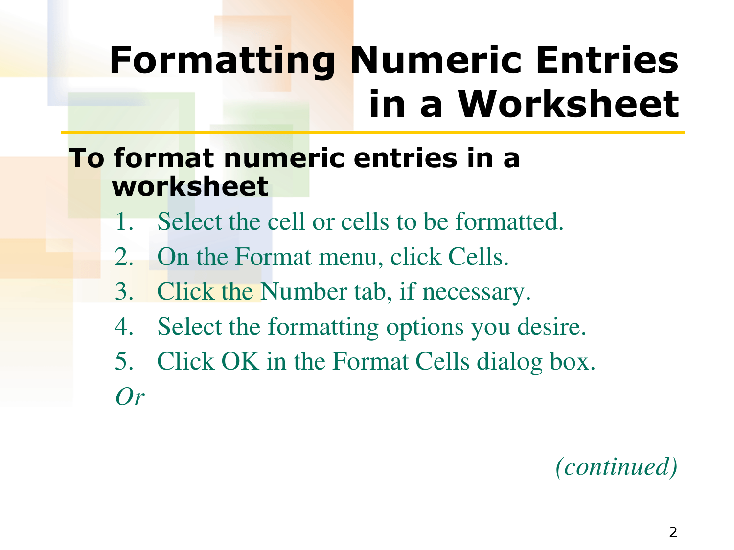# Formatting Numeric Entries in a Worksheet

**To format numeric entries in a worksheet**

1. Select the cell or cells to be formatted.
2. On the Format menu, click Cells.
3. Click the Number tab, if necessary.
4. Select the formatting options you desire.
5. Click OK in the Format Cells dialog box.

*Or*

*(continued)*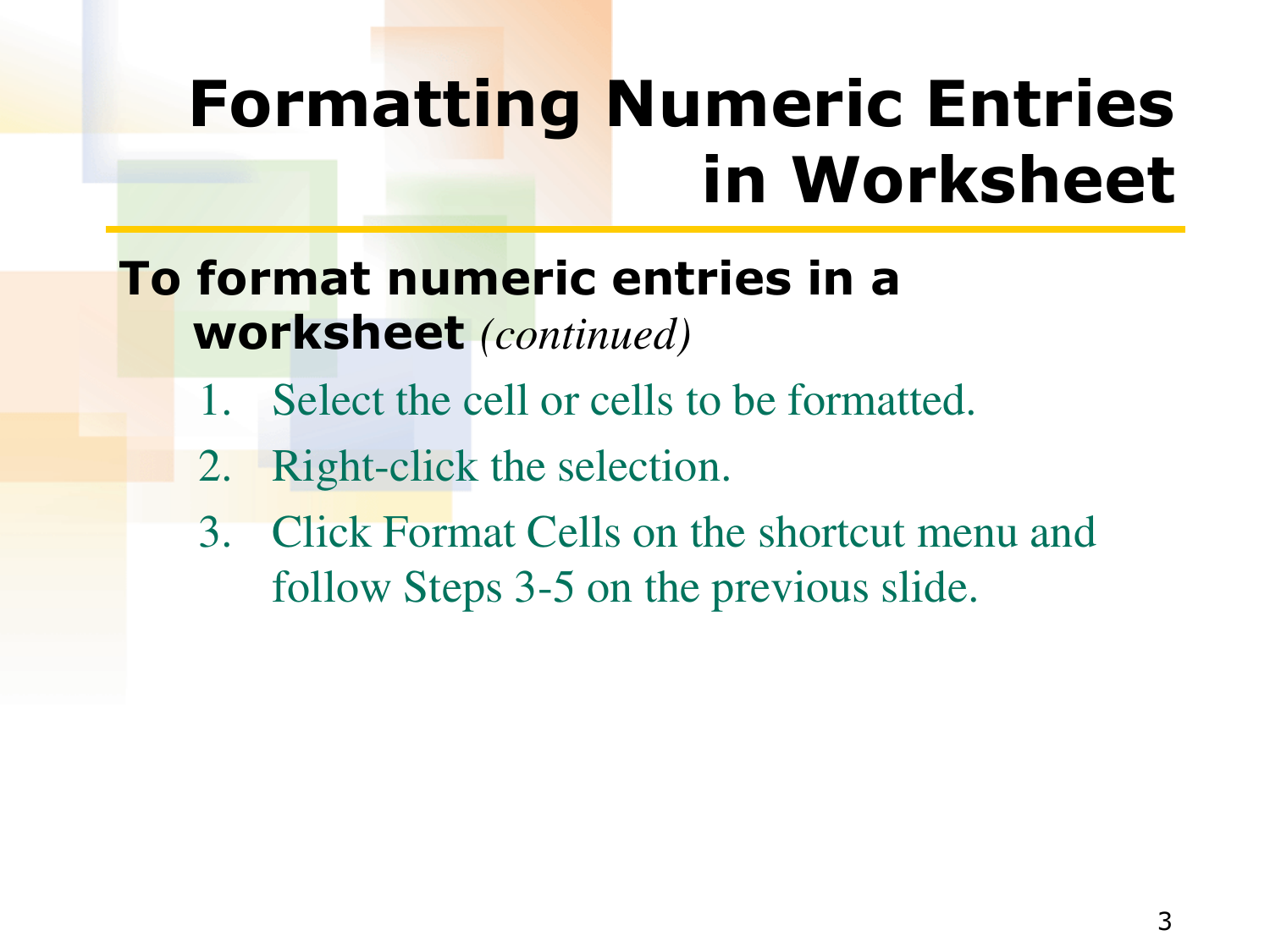# Formatting Numeric Entries in Worksheet

**To format numeric entries in a worksheet** *(continued)*

1. Select the cell or cells to be formatted.
2. Right-click the selection.
3. Click Format Cells on the shortcut menu and follow Steps 3-5 on the previous slide.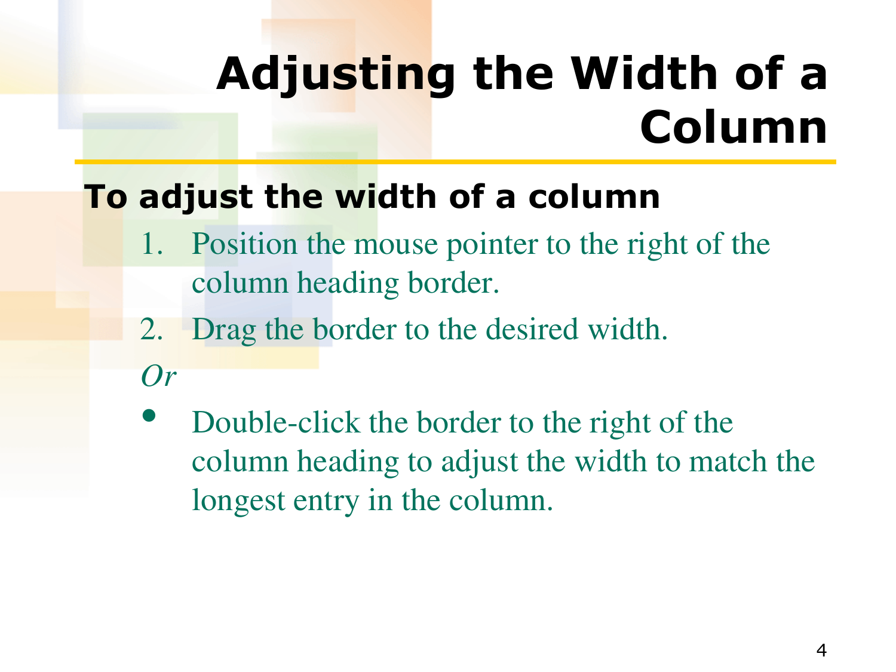# Adjusting the Width of a Column

**To adjust the width of a column**

1. Position the mouse pointer to the right of the column heading border.
2. Drag the border to the desired width.

*Or*

- Double-click the border to the right of the column heading to adjust the width to match the longest entry in the column.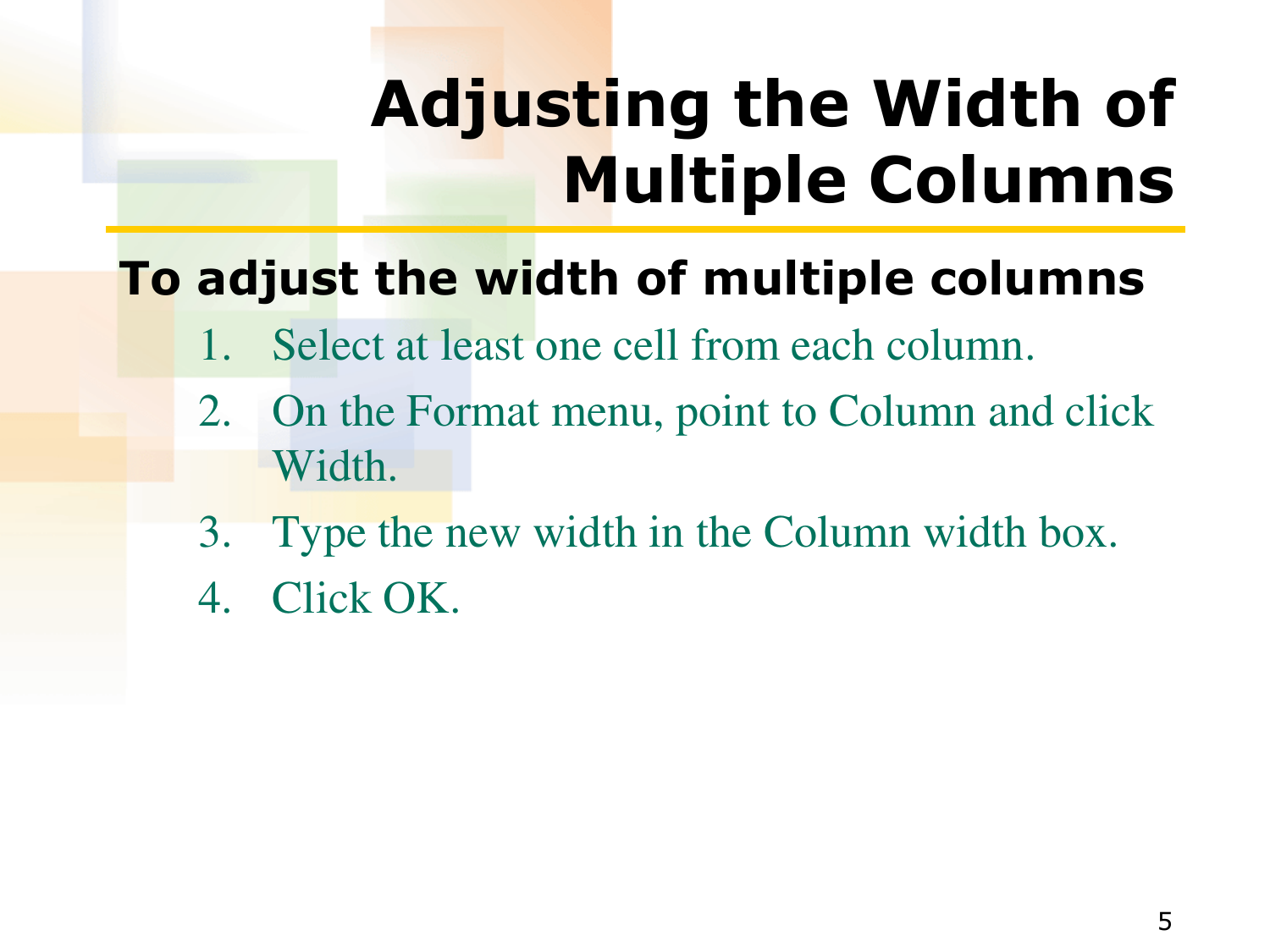# Adjusting the Width of Multiple Columns

**To adjust the width of multiple columns**

1. Select at least one cell from each column.
2. On the Format menu, point to Column and click Width.
3. Type the new width in the Column width box.
4. Click OK.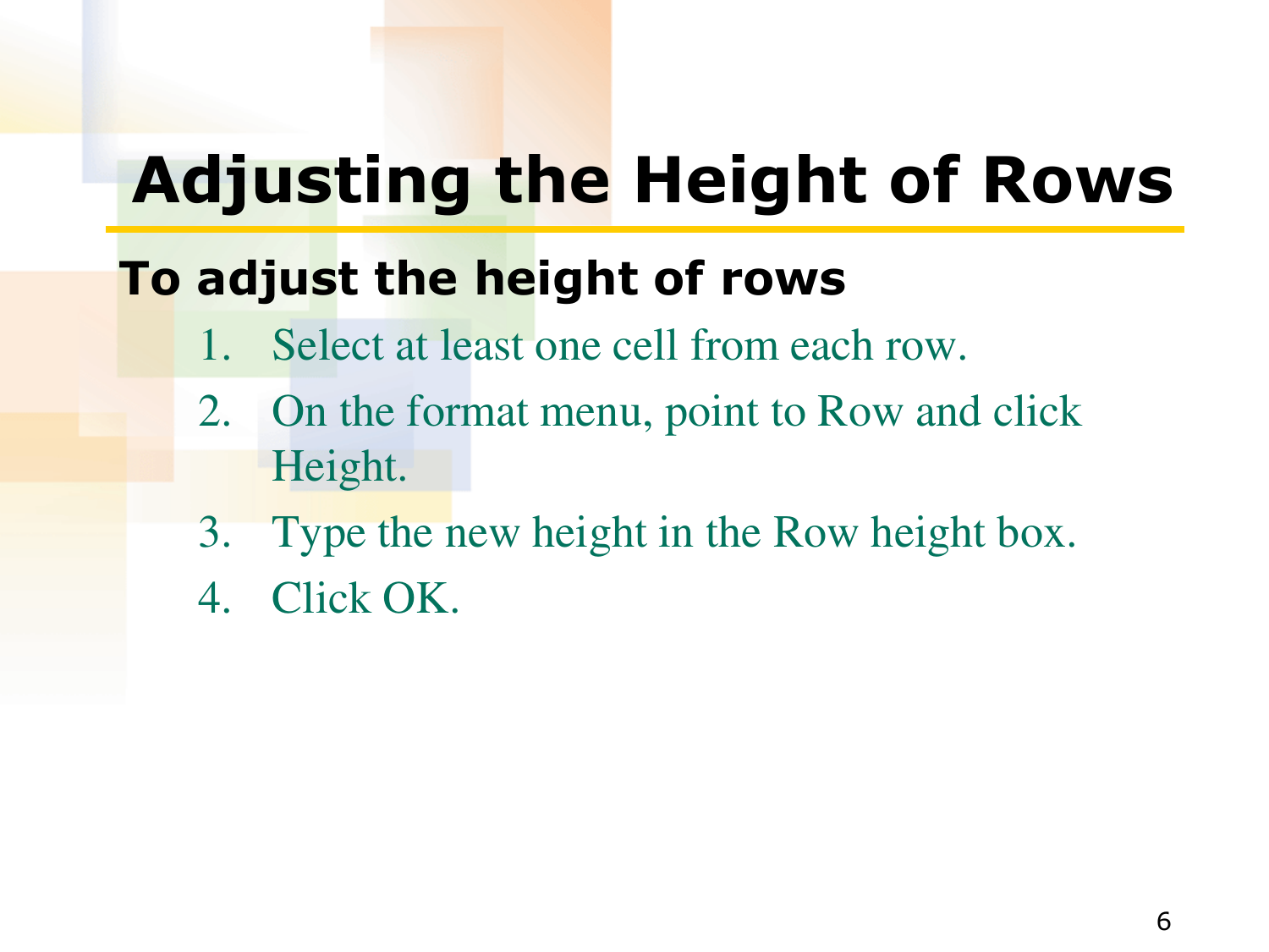# Adjusting the Height of Rows

**To adjust the height of rows**

1. Select at least one cell from each row.
2. On the format menu, point to Row and click Height.
3. Type the new height in the Row height box.
4. Click OK.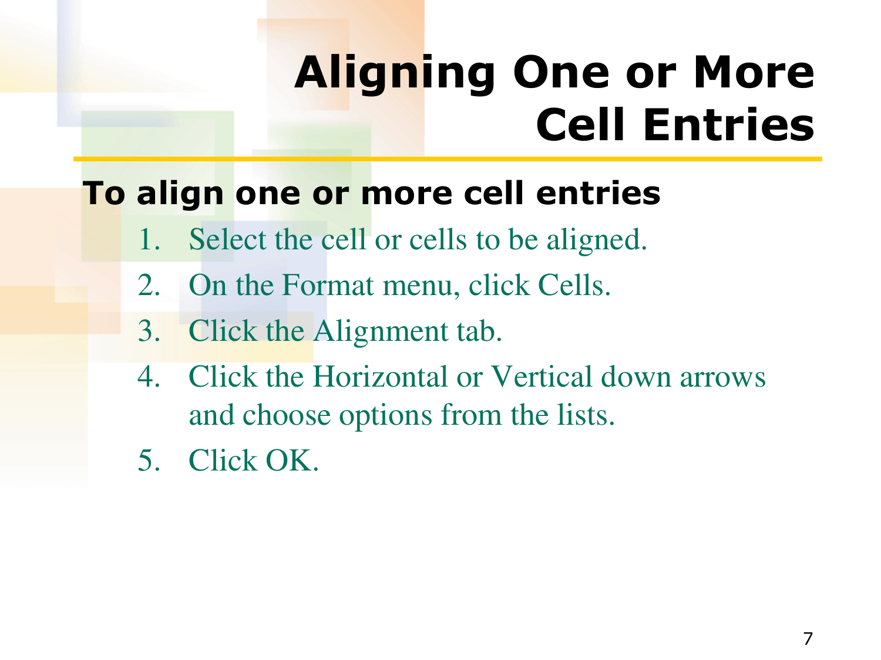# Aligning One or More Cell Entries

**To align one or more cell entries**

1. Select the cell or cells to be aligned.
2. On the Format menu, click Cells.
3. Click the Alignment tab.
4. Click the Horizontal or Vertical down arrows and choose options from the lists.
5. Click OK.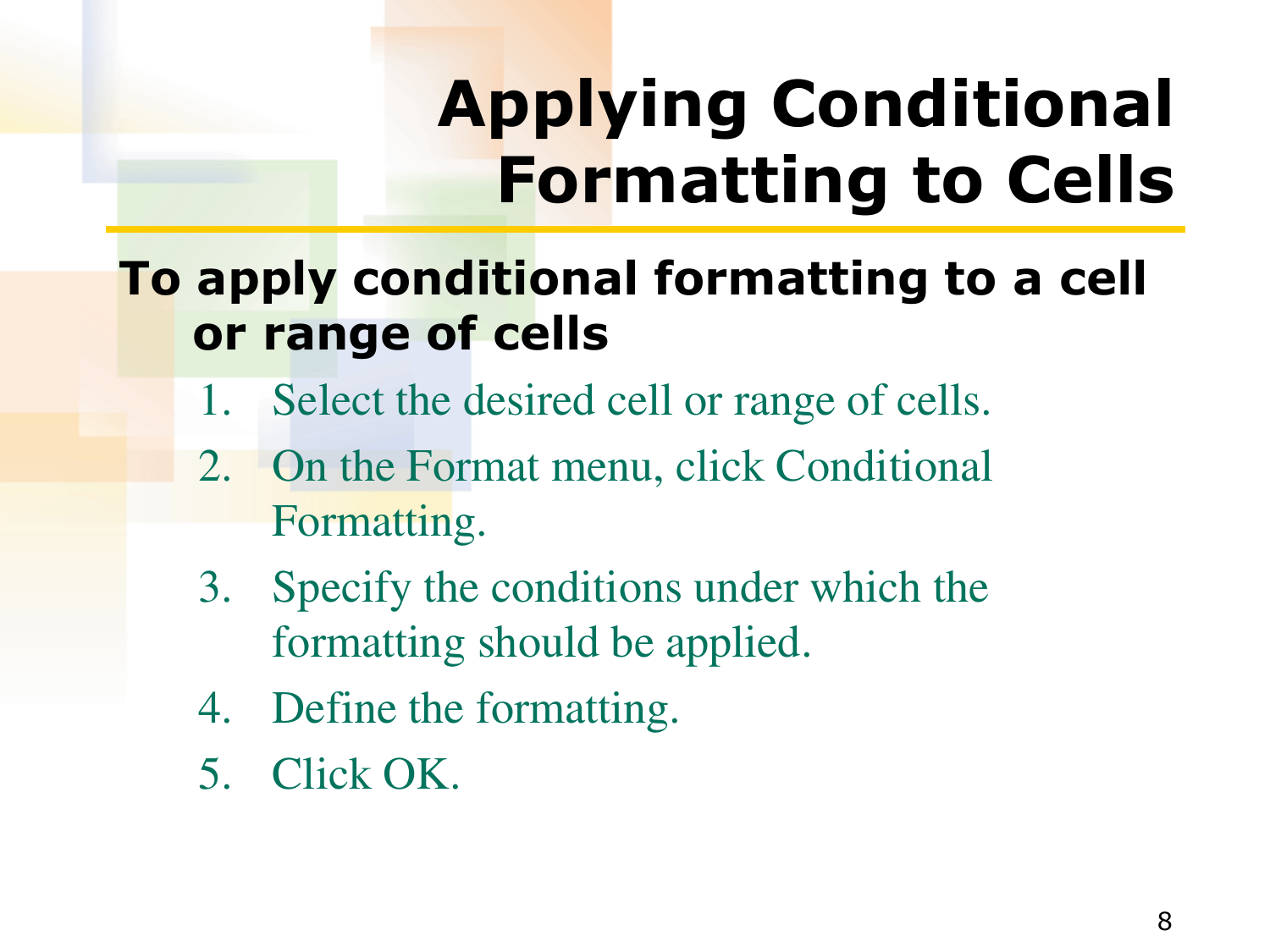# Applying Conditional Formatting to Cells

**To apply conditional formatting to a cell or range of cells**

1. Select the desired cell or range of cells.
2. On the Format menu, click Conditional Formatting.
3. Specify the conditions under which the formatting should be applied.
4. Define the formatting.
5. Click OK.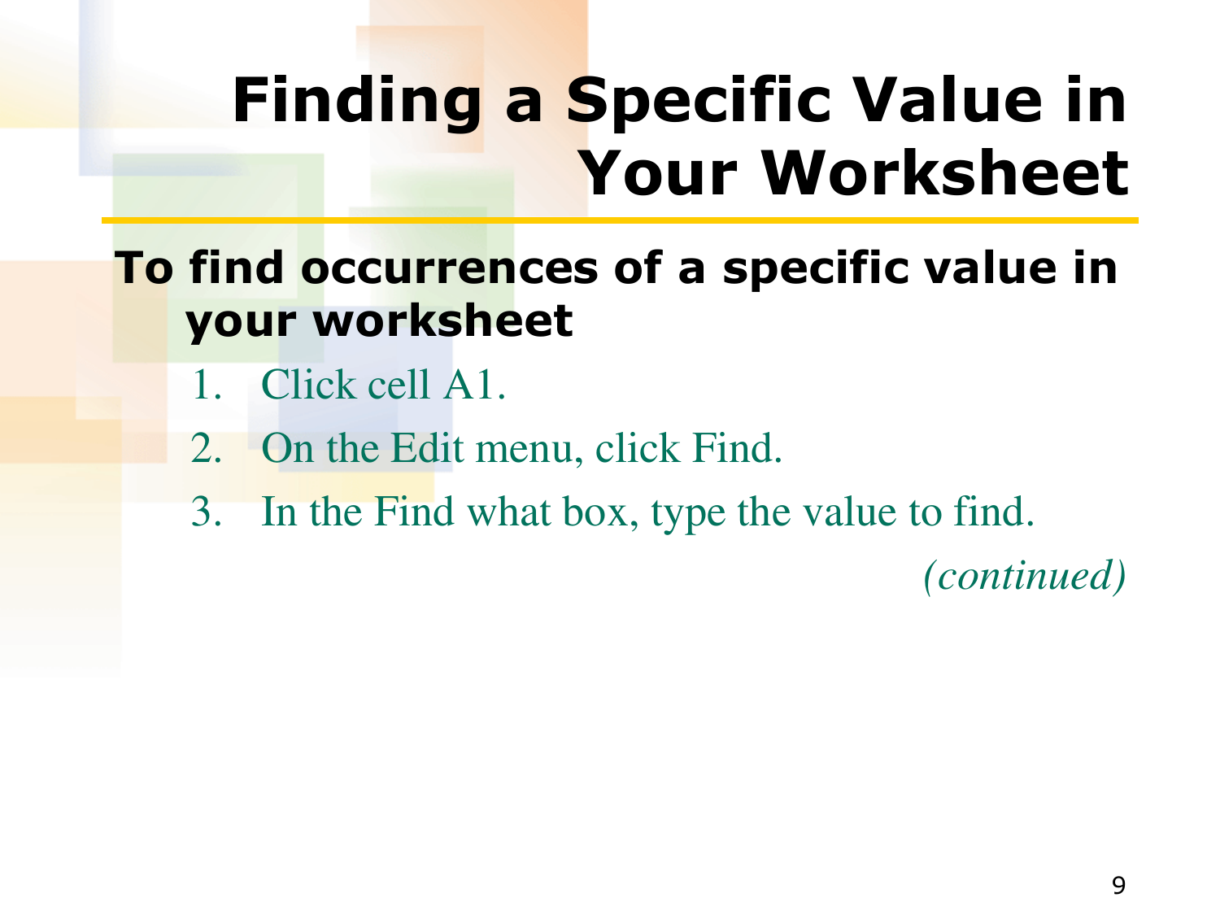# Finding a Specific Value in Your Worksheet

**To find occurrences of a specific value in your worksheet**

1. Click cell A1.
2. On the Edit menu, click Find.
3. In the Find what box, type the value to find.

*(continued)*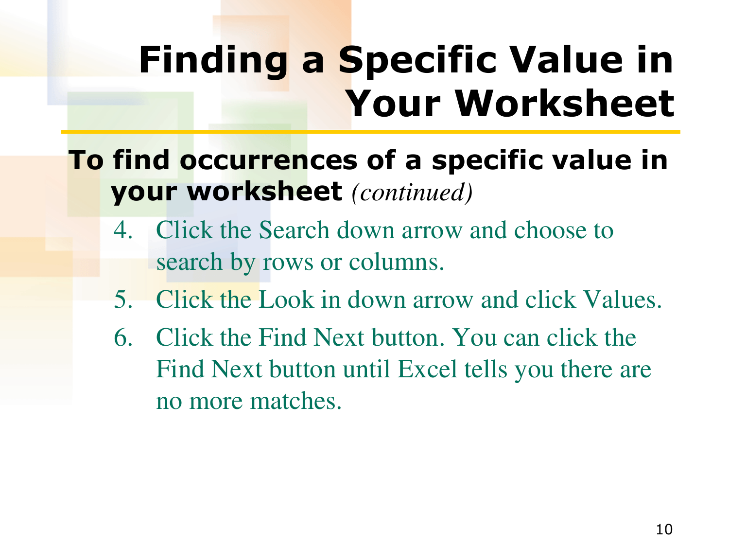# Finding a Specific Value in Your Worksheet

**To find occurrences of a specific value in your worksheet** *(continued)*

4. Click the Search down arrow and choose to search by rows or columns.
5. Click the Look in down arrow and click Values.
6. Click the Find Next button. You can click the Find Next button until Excel tells you there are no more matches.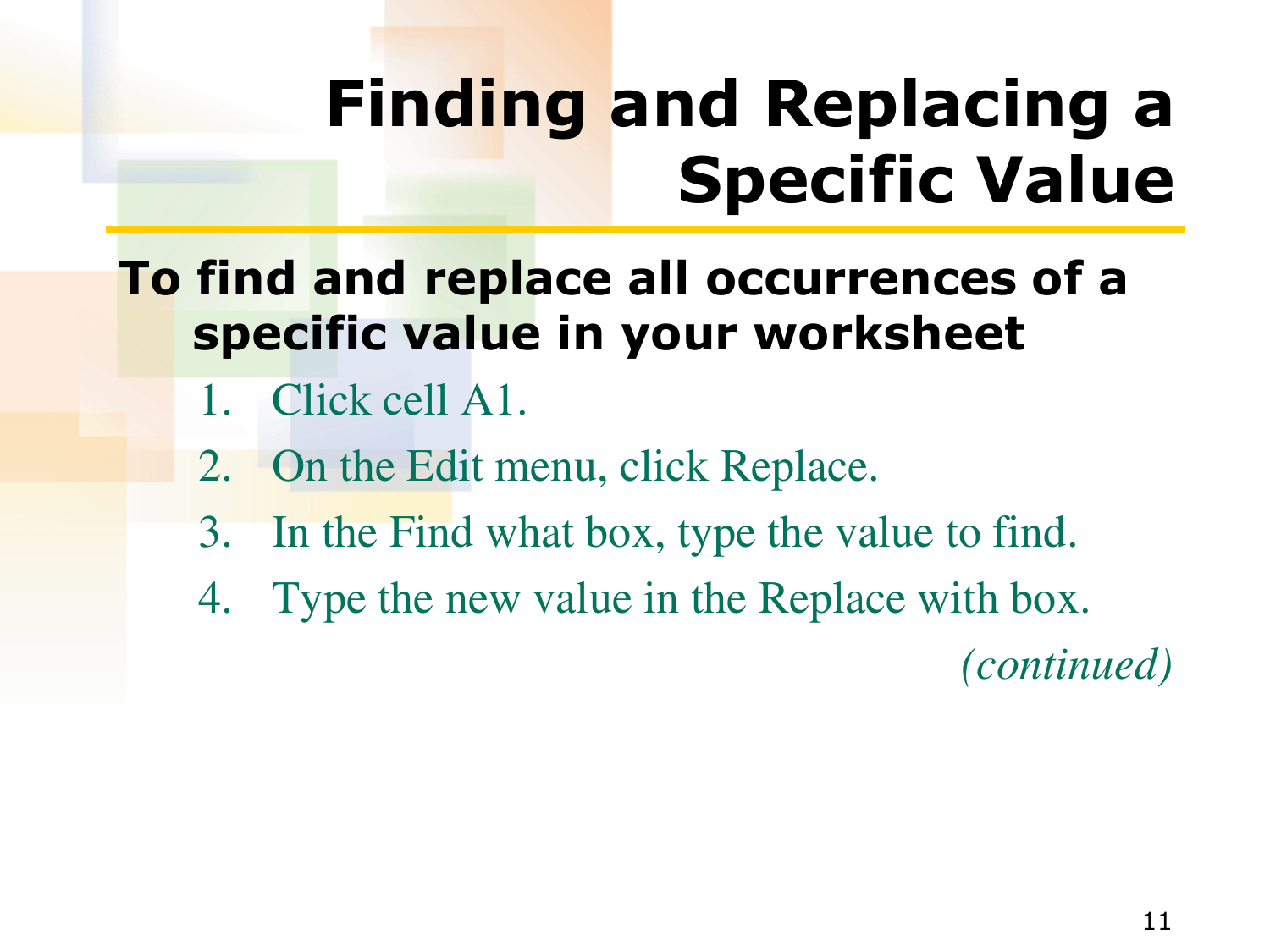# Finding and Replacing a Specific Value

**To find and replace all occurrences of a specific value in your worksheet**

1. Click cell A1.
2. On the Edit menu, click Replace.
3. In the Find what box, type the value to find.
4. Type the new value in the Replace with box.

*(continued)*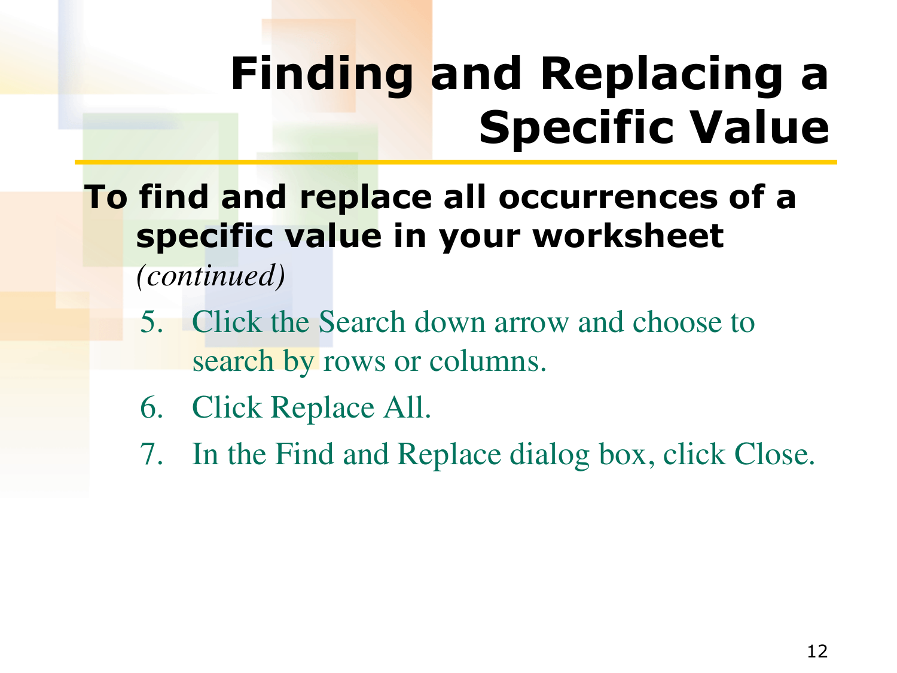# Finding and Replacing a Specific Value

**To find and replace all occurrences of a specific value in your worksheet** *(continued)*

5. Click the Search down arrow and choose to search by rows or columns.
6. Click Replace All.
7. In the Find and Replace dialog box, click Close.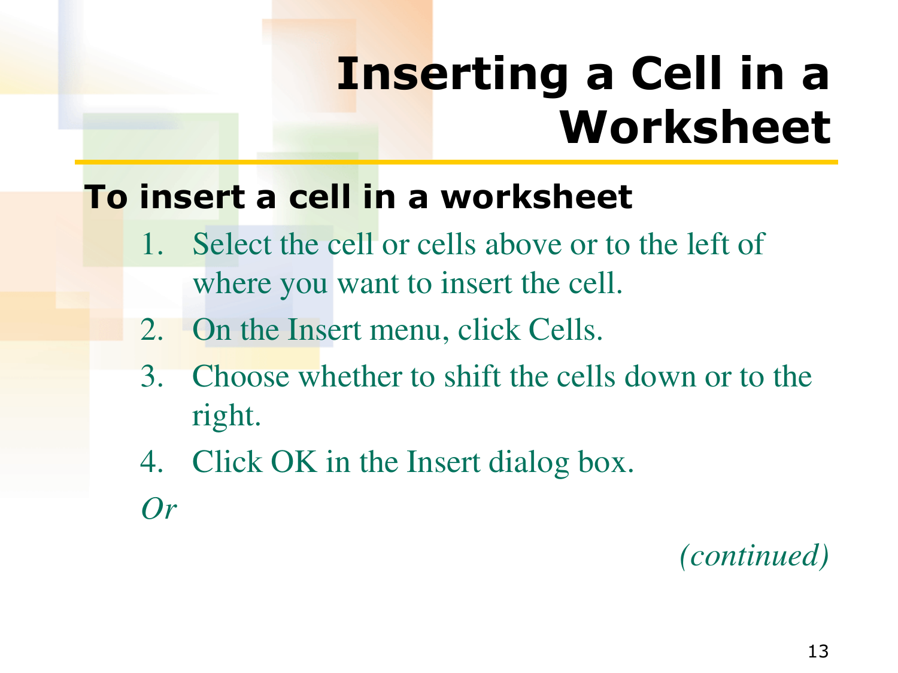# Inserting a Cell in a Worksheet

**To insert a cell in a worksheet**

1. Select the cell or cells above or to the left of where you want to insert the cell.
2. On the Insert menu, click Cells.
3. Choose whether to shift the cells down or to the right.
4. Click OK in the Insert dialog box.

*Or*

*(continued)*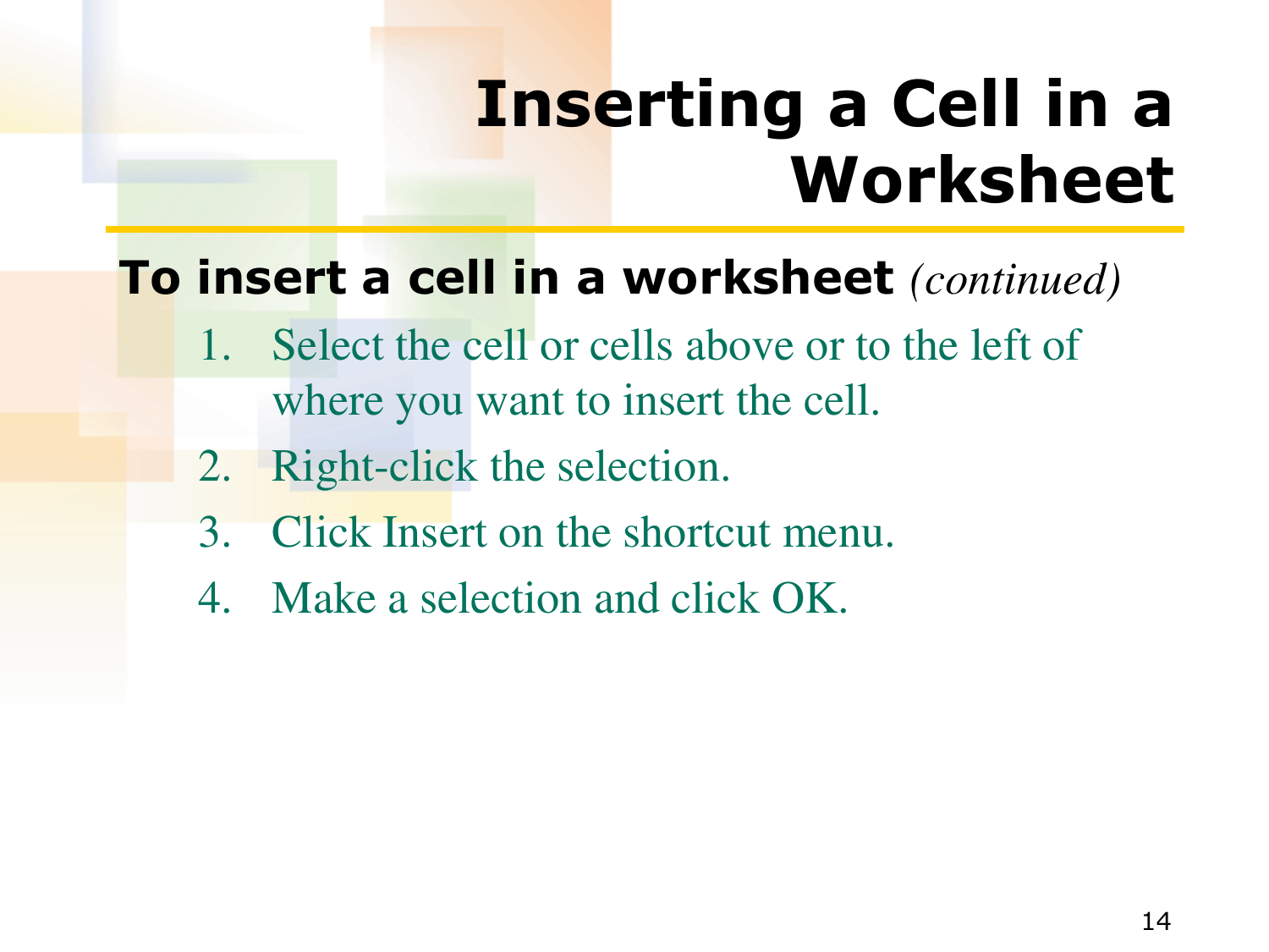# Inserting a Cell in a Worksheet

**To insert a cell in a worksheet** *(continued)*

1. Select the cell or cells above or to the left of where you want to insert the cell.
2. Right-click the selection.
3. Click Insert on the shortcut menu.
4. Make a selection and click OK.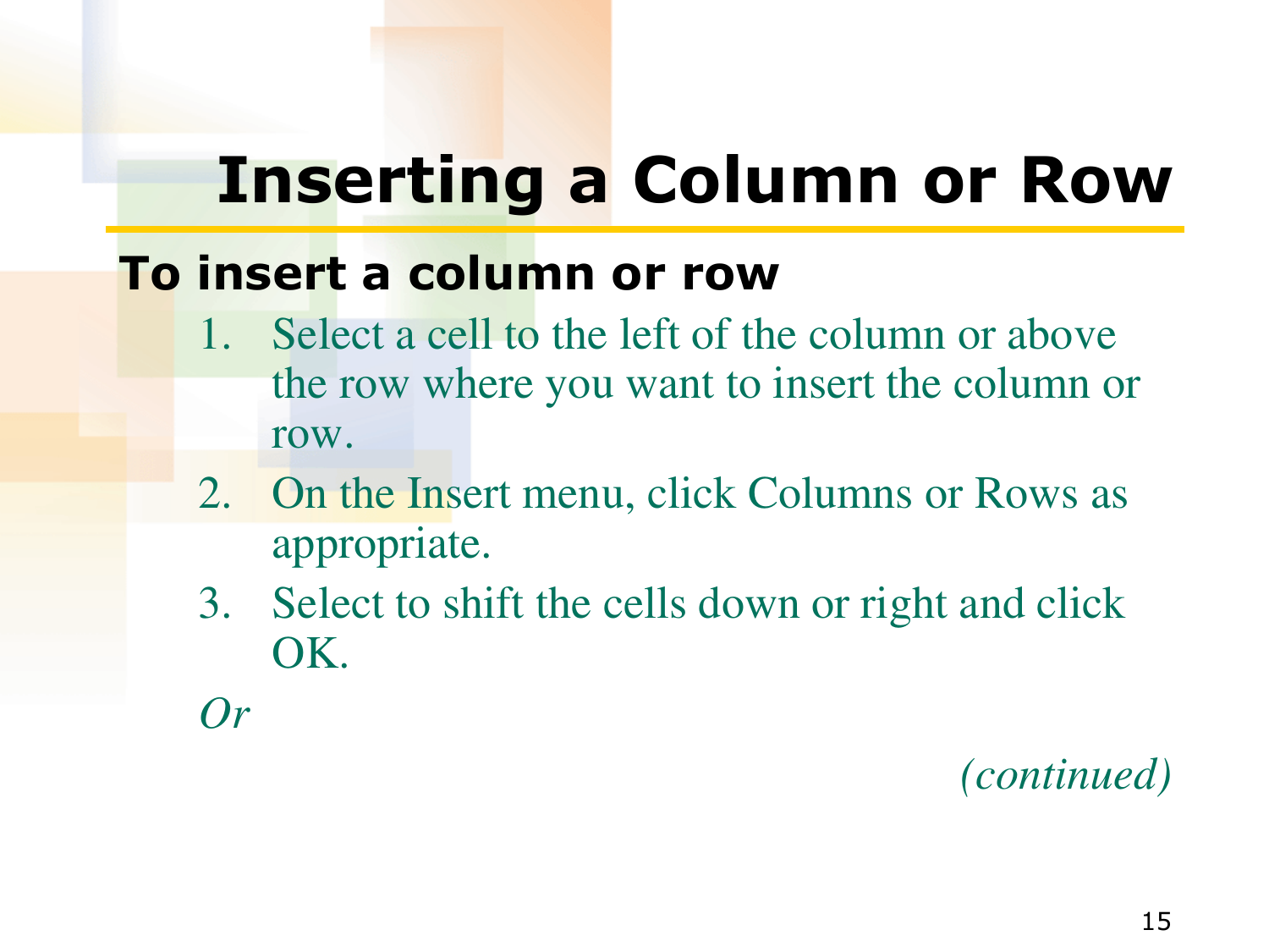# Inserting a Column or Row

## To insert a column or row

1. Select a cell to the left of the column or above the row where you want to insert the column or row.
2. On the Insert menu, click Columns or Rows as appropriate.
3. Select to shift the cells down or right and click OK.

*Or*

*(continued)*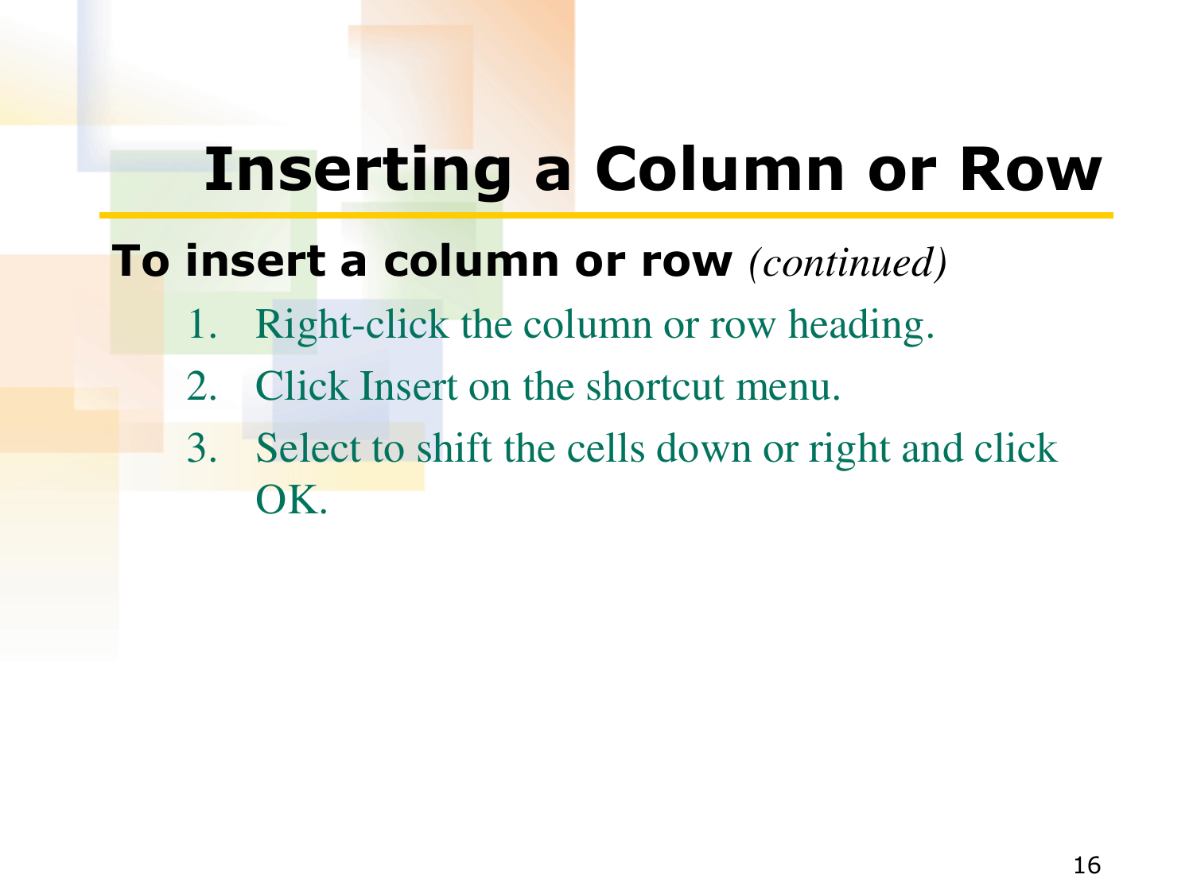# Inserting a Column or Row

**To insert a column or row** *(continued)*

1. Right-click the column or row heading.
2. Click Insert on the shortcut menu.
3. Select to shift the cells down or right and click OK.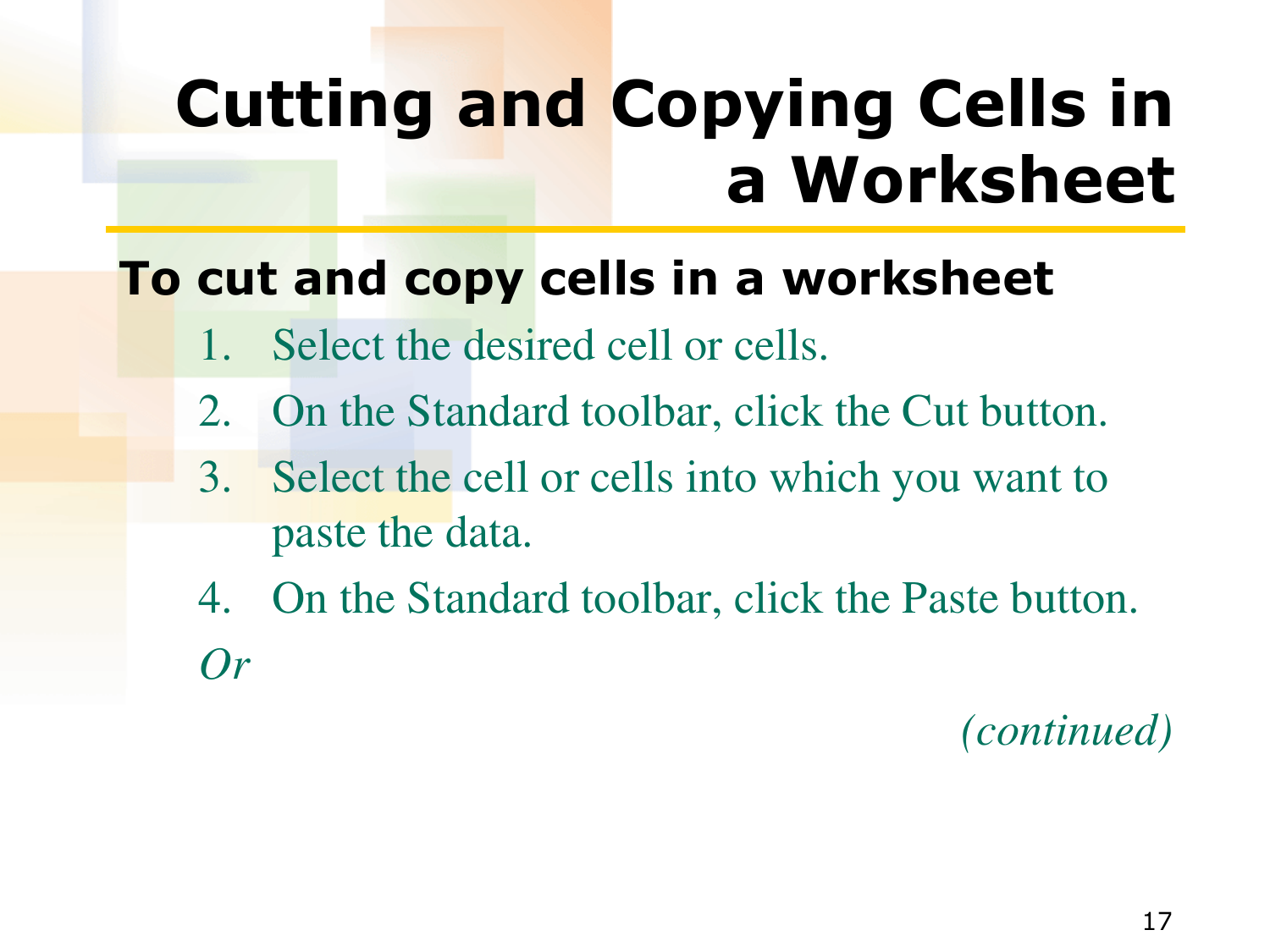# Cutting and Copying Cells in a Worksheet

## To cut and copy cells in a worksheet

1. Select the desired cell or cells.
2. On the Standard toolbar, click the Cut button.
3. Select the cell or cells into which you want to paste the data.
4. On the Standard toolbar, click the Paste button.

*Or*

*(continued)*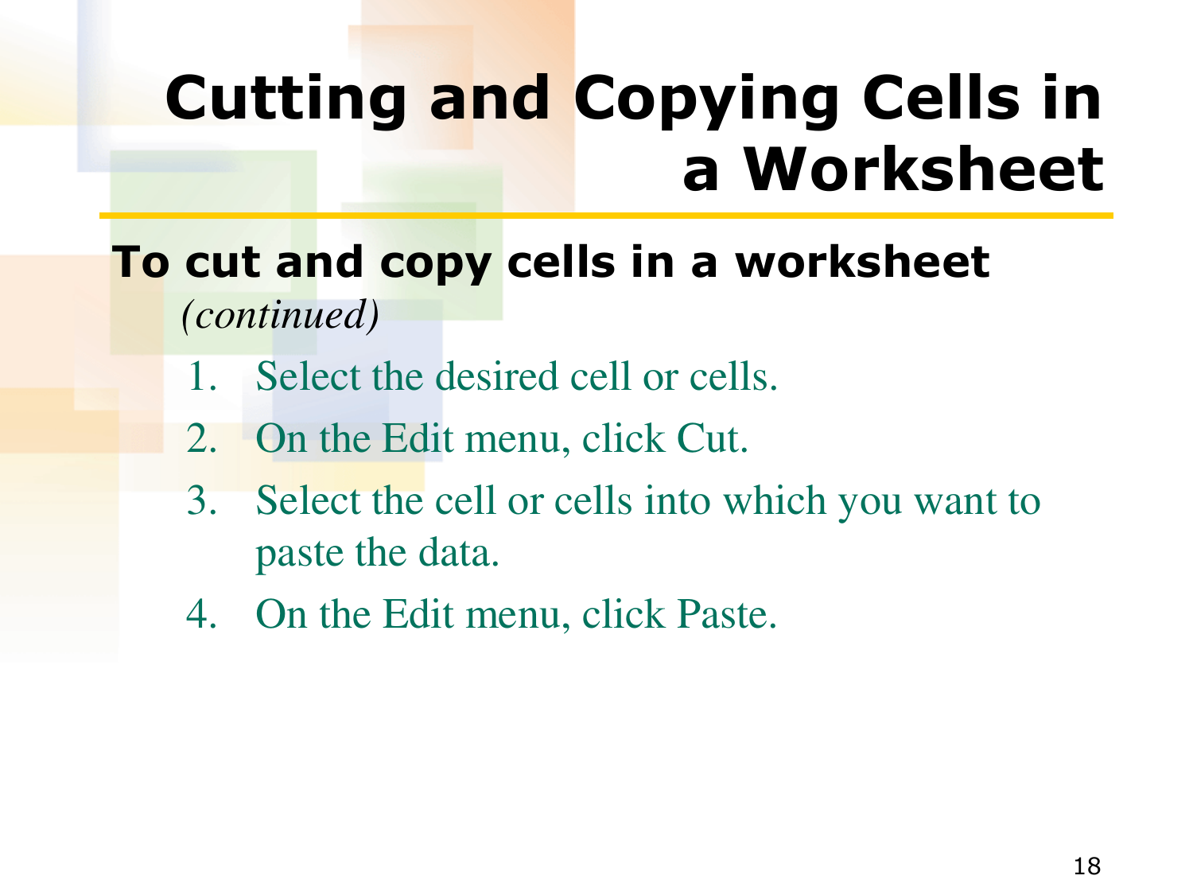# Cutting and Copying Cells in a Worksheet

**To cut and copy cells in a worksheet** *(continued)*

1. Select the desired cell or cells.
2. On the Edit menu, click Cut.
3. Select the cell or cells into which you want to paste the data.
4. On the Edit menu, click Paste.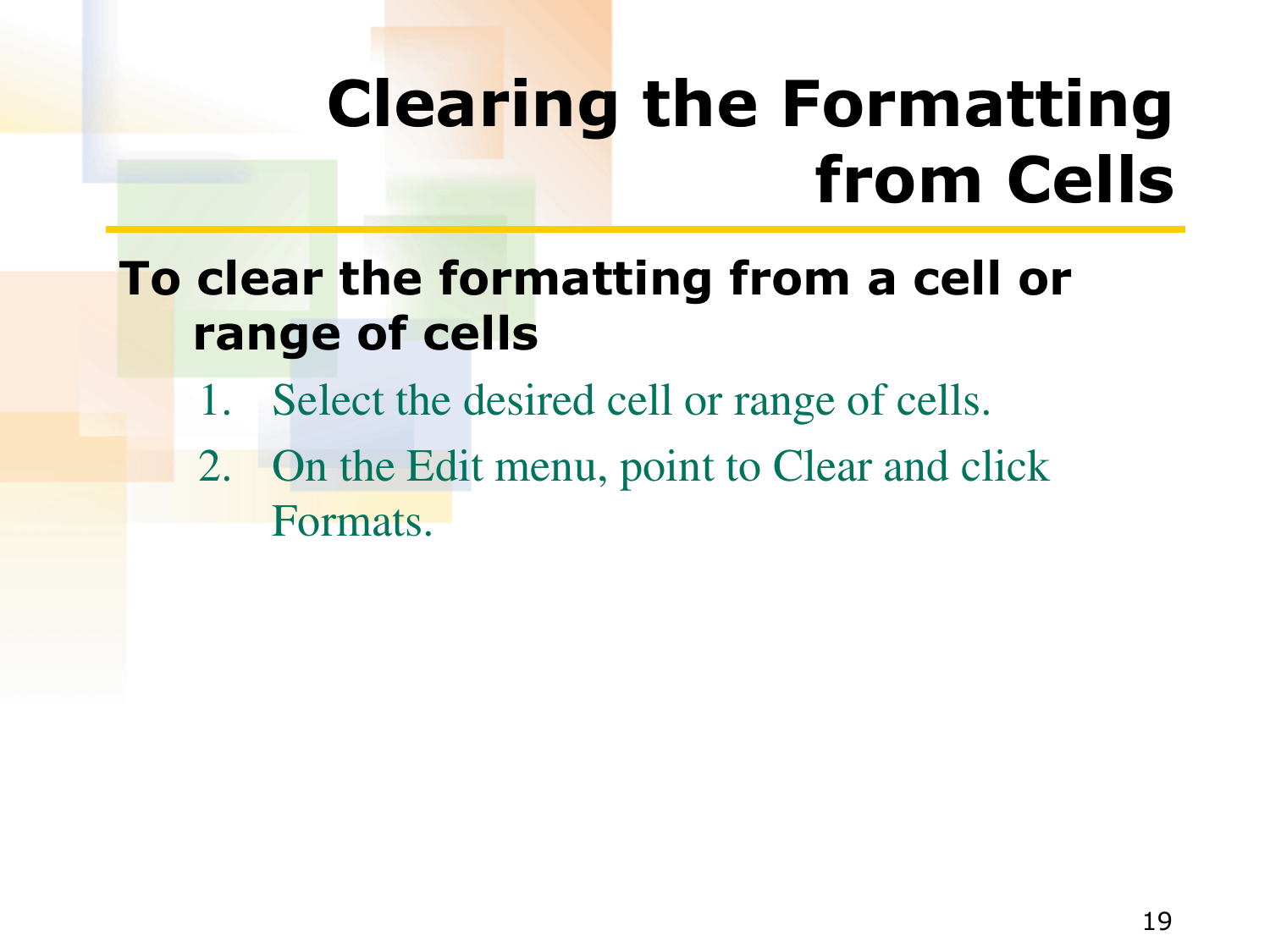# Clearing the Formatting from Cells

**To clear the formatting from a cell or range of cells**

1. Select the desired cell or range of cells.
2. On the Edit menu, point to Clear and click Formats.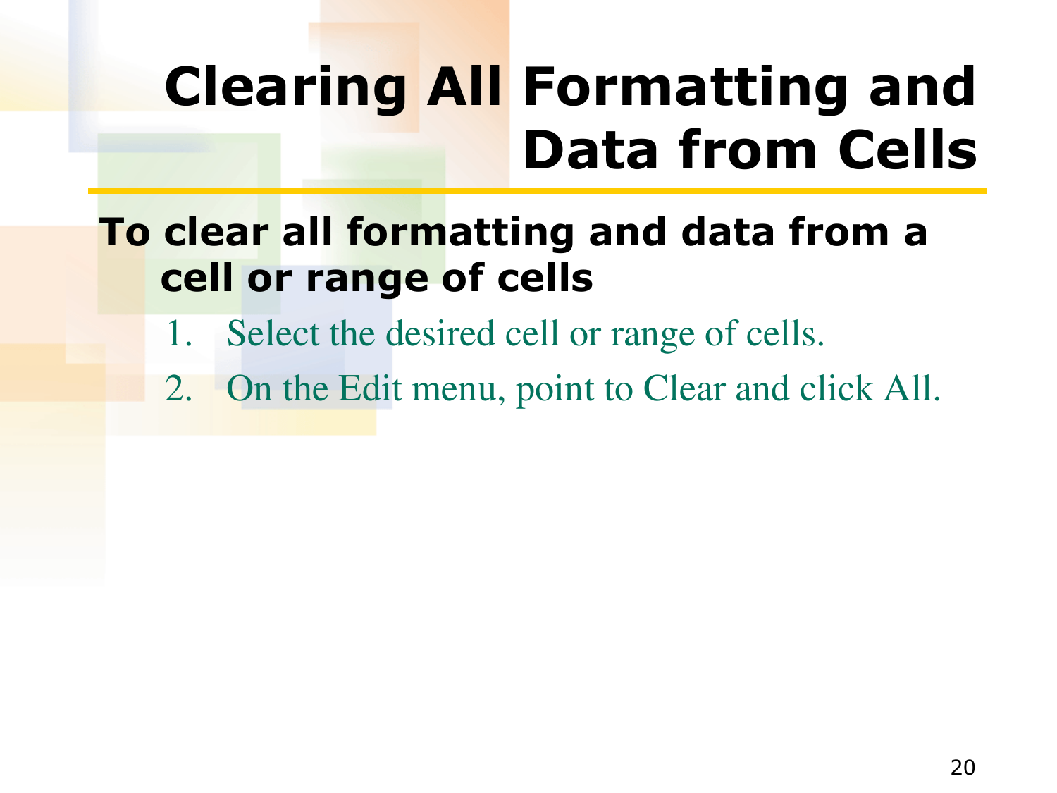# Clearing All Formatting and Data from Cells

**To clear all formatting and data from a cell or range of cells**

1. Select the desired cell or range of cells.
2. On the Edit menu, point to Clear and click All.